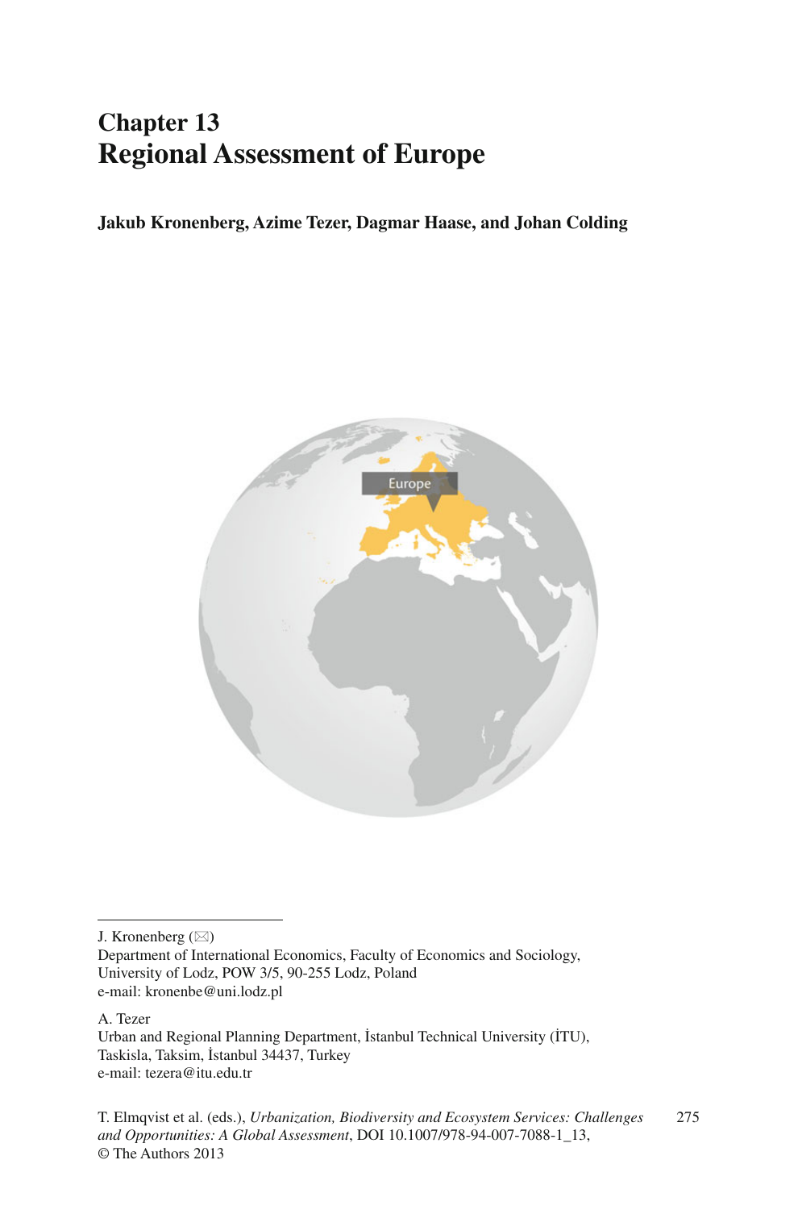# Chapter 13
# Regional Assessment of Europe

**Jakub Kronenberg, Azime Tezer, Dagmar Haase, and Johan Colding**

Europe

J. Kronenberg (✉)
Department of International Economics, Faculty of Economics and Sociology, University of Lodz, POW 3/5, 90-255 Lodz, Poland
e-mail: kronenbe@uni.lodz.pl

A. Tezer
Urban and Regional Planning Department, İstanbul Technical University (İTU), Taskisla, Taksim, İstanbul 34437, Turkey
e-mail: tezera@itu.edu.tr

T. Elmqvist et al. (eds.), *Urbanization, Biodiversity and Ecosystem Services: Challenges and Opportunities: A Global Assessment*, DOI 10.1007/978-94-007-7088-1_13,
© The Authors 2013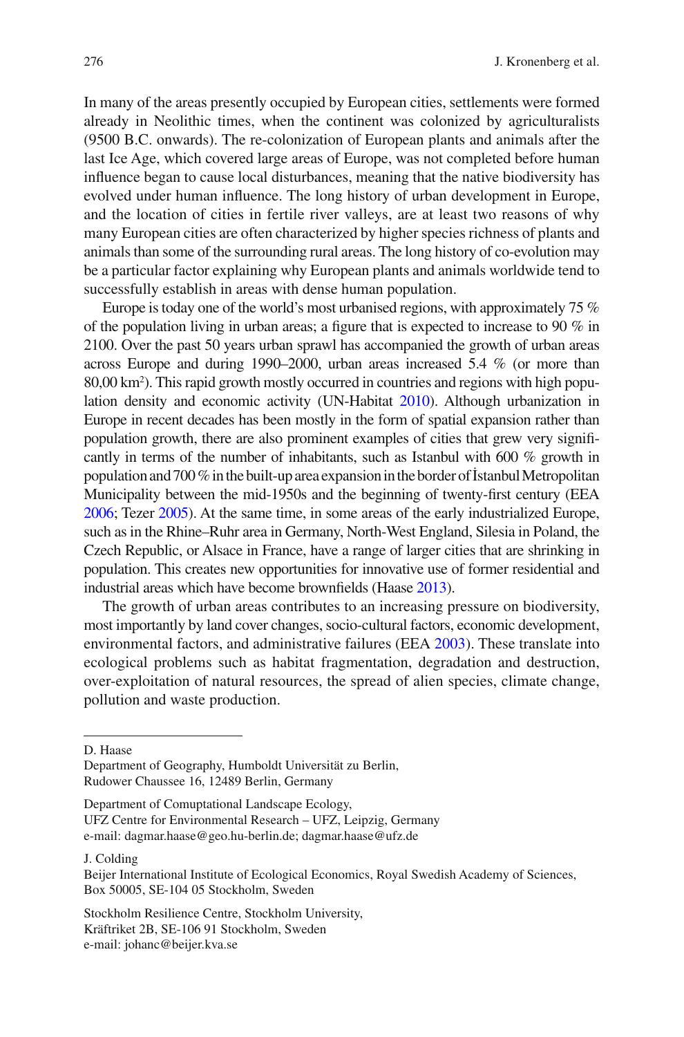In many of the areas presently occupied by European cities, settlements were formed already in Neolithic times, when the continent was colonized by agriculturalists (9500 B.C. onwards). The re-colonization of European plants and animals after the last Ice Age, which covered large areas of Europe, was not completed before human influence began to cause local disturbances, meaning that the native biodiversity has evolved under human influence. The long history of urban development in Europe, and the location of cities in fertile river valleys, are at least two reasons of why many European cities are often characterized by higher species richness of plants and animals than some of the surrounding rural areas. The long history of co-evolution may be a particular factor explaining why European plants and animals worldwide tend to successfully establish in areas with dense human population.

Europe is today one of the world's most urbanised regions, with approximately 75 % of the population living in urban areas; a figure that is expected to increase to 90 % in 2100. Over the past 50 years urban sprawl has accompanied the growth of urban areas across Europe and during 1990–2000, urban areas increased 5.4 % (or more than 80,00 km$^2$). This rapid growth mostly occurred in countries and regions with high population density and economic activity (UN-Habitat 2010). Although urbanization in Europe in recent decades has been mostly in the form of spatial expansion rather than population growth, there are also prominent examples of cities that grew very significantly in terms of the number of inhabitants, such as Istanbul with 600 % growth in population and 700 % in the built-up area expansion in the border of İstanbul Metropolitan Municipality between the mid-1950s and the beginning of twenty-first century (EEA 2006; Tezer 2005). At the same time, in some areas of the early industrialized Europe, such as in the Rhine–Ruhr area in Germany, North-West England, Silesia in Poland, the Czech Republic, or Alsace in France, have a range of larger cities that are shrinking in population. This creates new opportunities for innovative use of former residential and industrial areas which have become brownfields (Haase 2013).

The growth of urban areas contributes to an increasing pressure on biodiversity, most importantly by land cover changes, socio-cultural factors, economic development, environmental factors, and administrative failures (EEA 2003). These translate into ecological problems such as habitat fragmentation, degradation and destruction, over-exploitation of natural resources, the spread of alien species, climate change, pollution and waste production.

---

D. Haase  
Department of Geography, Humboldt Universität zu Berlin,  
Rudower Chaussee 16, 12489 Berlin, Germany

Department of Comuptational Landscape Ecology,  
UFZ Centre for Environmental Research – UFZ, Leipzig, Germany  
e-mail: dagmar.haase@geo.hu-berlin.de; dagmar.haase@ufz.de

J. Colding  
Beijer International Institute of Ecological Economics, Royal Swedish Academy of Sciences,  
Box 50005, SE-104 05 Stockholm, Sweden

Stockholm Resilience Centre, Stockholm University,  
Kräftriket 2B, SE-106 91 Stockholm, Sweden  
e-mail: johanc@beijer.kva.se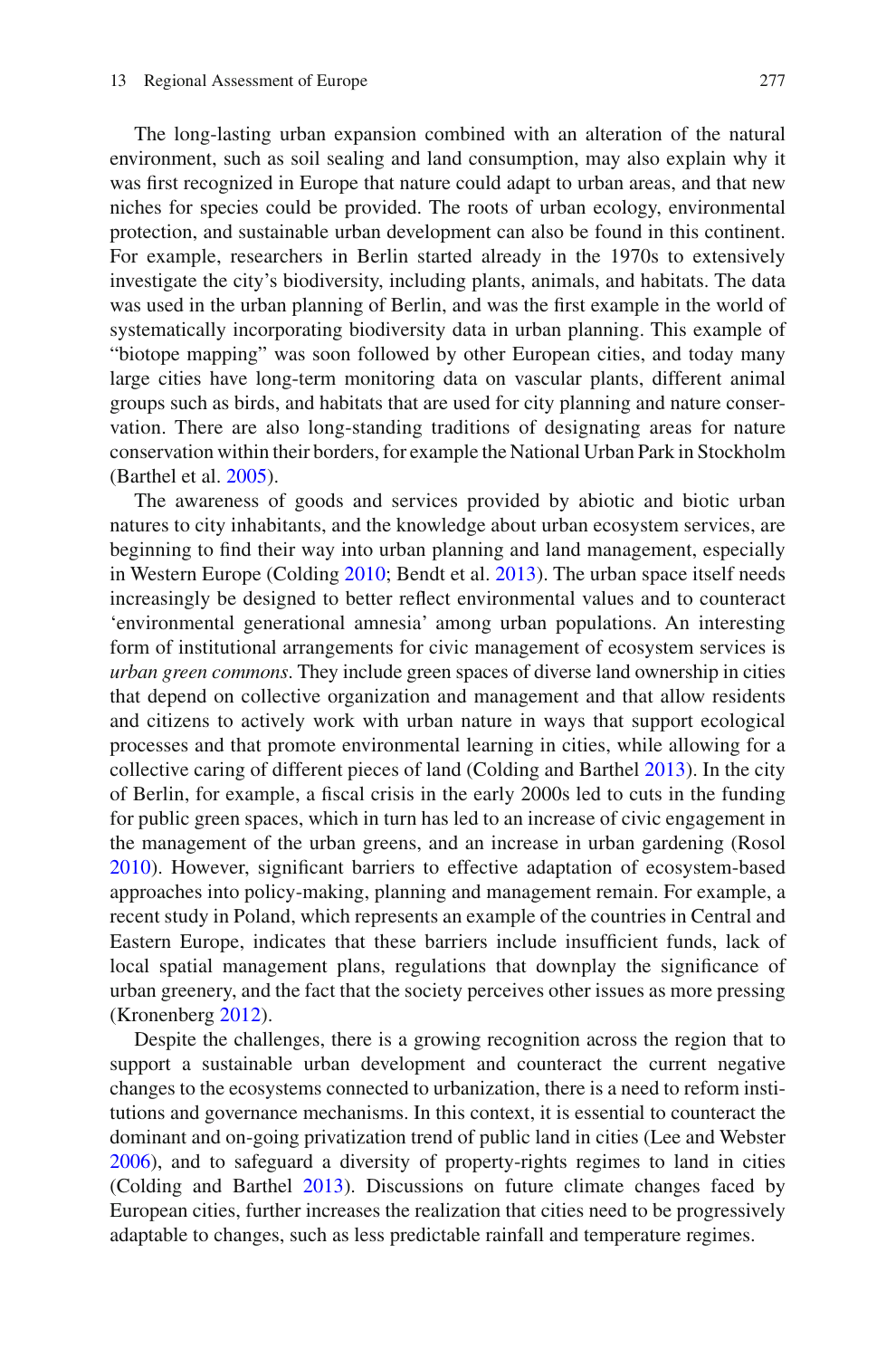The long-lasting urban expansion combined with an alteration of the natural environment, such as soil sealing and land consumption, may also explain why it was first recognized in Europe that nature could adapt to urban areas, and that new niches for species could be provided. The roots of urban ecology, environmental protection, and sustainable urban development can also be found in this continent. For example, researchers in Berlin started already in the 1970s to extensively investigate the city's biodiversity, including plants, animals, and habitats. The data was used in the urban planning of Berlin, and was the first example in the world of systematically incorporating biodiversity data in urban planning. This example of "biotope mapping" was soon followed by other European cities, and today many large cities have long-term monitoring data on vascular plants, different animal groups such as birds, and habitats that are used for city planning and nature conservation. There are also long-standing traditions of designating areas for nature conservation within their borders, for example the National Urban Park in Stockholm (Barthel et al. 2005).

The awareness of goods and services provided by abiotic and biotic urban natures to city inhabitants, and the knowledge about urban ecosystem services, are beginning to find their way into urban planning and land management, especially in Western Europe (Colding 2010; Bendt et al. 2013). The urban space itself needs increasingly be designed to better reflect environmental values and to counteract 'environmental generational amnesia' among urban populations. An interesting form of institutional arrangements for civic management of ecosystem services is *urban green commons*. They include green spaces of diverse land ownership in cities that depend on collective organization and management and that allow residents and citizens to actively work with urban nature in ways that support ecological processes and that promote environmental learning in cities, while allowing for a collective caring of different pieces of land (Colding and Barthel 2013). In the city of Berlin, for example, a fiscal crisis in the early 2000s led to cuts in the funding for public green spaces, which in turn has led to an increase of civic engagement in the management of the urban greens, and an increase in urban gardening (Rosol 2010). However, significant barriers to effective adaptation of ecosystem-based approaches into policy-making, planning and management remain. For example, a recent study in Poland, which represents an example of the countries in Central and Eastern Europe, indicates that these barriers include insufficient funds, lack of local spatial management plans, regulations that downplay the significance of urban greenery, and the fact that the society perceives other issues as more pressing (Kronenberg 2012).

Despite the challenges, there is a growing recognition across the region that to support a sustainable urban development and counteract the current negative changes to the ecosystems connected to urbanization, there is a need to reform institutions and governance mechanisms. In this context, it is essential to counteract the dominant and on-going privatization trend of public land in cities (Lee and Webster 2006), and to safeguard a diversity of property-rights regimes to land in cities (Colding and Barthel 2013). Discussions on future climate changes faced by European cities, further increases the realization that cities need to be progressively adaptable to changes, such as less predictable rainfall and temperature regimes.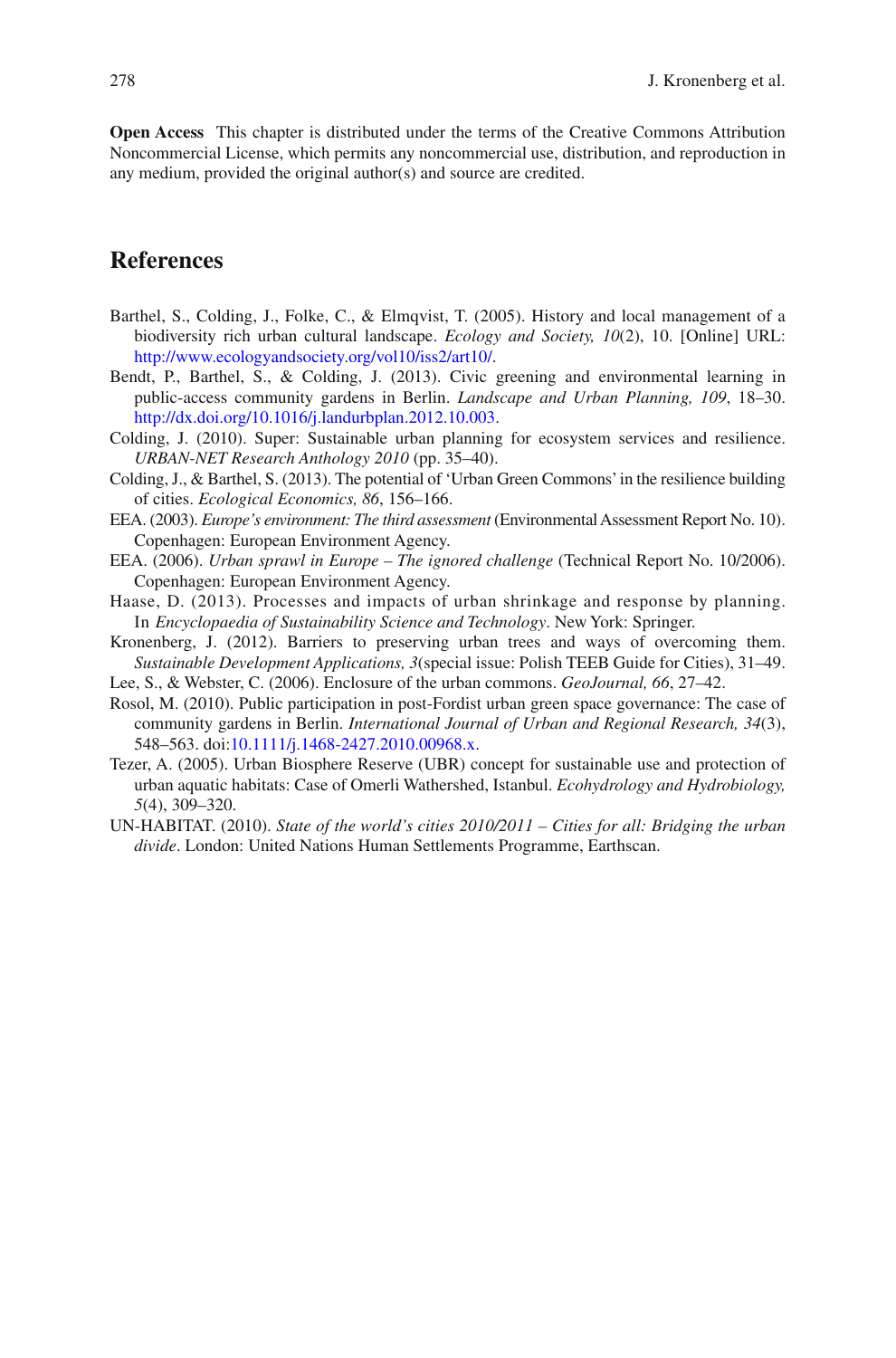**Open Access** This chapter is distributed under the terms of the Creative Commons Attribution Noncommercial License, which permits any noncommercial use, distribution, and reproduction in any medium, provided the original author(s) and source are credited.

## References

Barthel, S., Colding, J., Folke, C., & Elmqvist, T. (2005). History and local management of a biodiversity rich urban cultural landscape. *Ecology and Society, 10*(2), 10. [Online] URL: http://www.ecologyandsociety.org/vol10/iss2/art10/.

Bendt, P., Barthel, S., & Colding, J. (2013). Civic greening and environmental learning in public-access community gardens in Berlin. *Landscape and Urban Planning, 109*, 18–30. http://dx.doi.org/10.1016/j.landurbplan.2012.10.003.

Colding, J. (2010). Super: Sustainable urban planning for ecosystem services and resilience. *URBAN-NET Research Anthology 2010* (pp. 35–40).

Colding, J., & Barthel, S. (2013). The potential of 'Urban Green Commons' in the resilience building of cities. *Ecological Economics, 86*, 156–166.

EEA. (2003). *Europe's environment: The third assessment* (Environmental Assessment Report No. 10). Copenhagen: European Environment Agency.

EEA. (2006). *Urban sprawl in Europe – The ignored challenge* (Technical Report No. 10/2006). Copenhagen: European Environment Agency.

Haase, D. (2013). Processes and impacts of urban shrinkage and response by planning. In *Encyclopaedia of Sustainability Science and Technology*. New York: Springer.

Kronenberg, J. (2012). Barriers to preserving urban trees and ways of overcoming them. *Sustainable Development Applications, 3*(special issue: Polish TEEB Guide for Cities), 31–49.

Lee, S., & Webster, C. (2006). Enclosure of the urban commons. *GeoJournal, 66*, 27–42.

Rosol, M. (2010). Public participation in post-Fordist urban green space governance: The case of community gardens in Berlin. *International Journal of Urban and Regional Research, 34*(3), 548–563. doi:10.1111/j.1468-2427.2010.00968.x.

Tezer, A. (2005). Urban Biosphere Reserve (UBR) concept for sustainable use and protection of urban aquatic habitats: Case of Omerli Wathershed, Istanbul. *Ecohydrology and Hydrobiology, 5*(4), 309–320.

UN-HABITAT. (2010). *State of the world's cities 2010/2011 – Cities for all: Bridging the urban divide*. London: United Nations Human Settlements Programme, Earthscan.